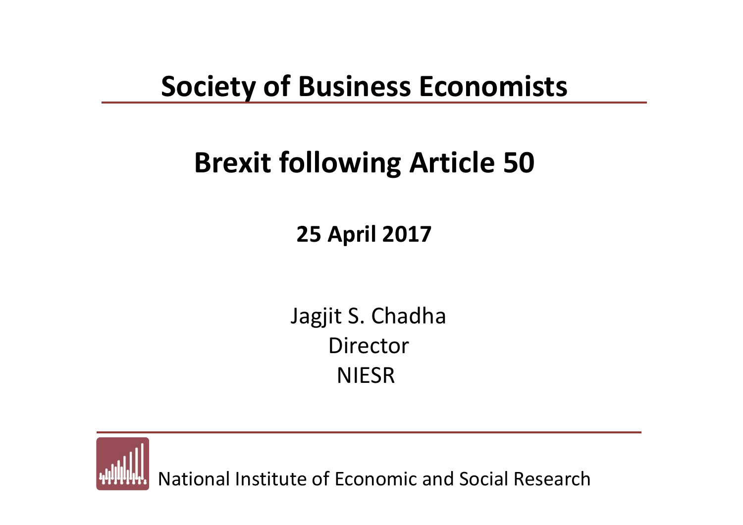# Society of Business Economists

## Brexit following Article 50

**25 April 2017**

Jagjit S. Chadha
Director
NIESR

National Institute of Economic and Social Research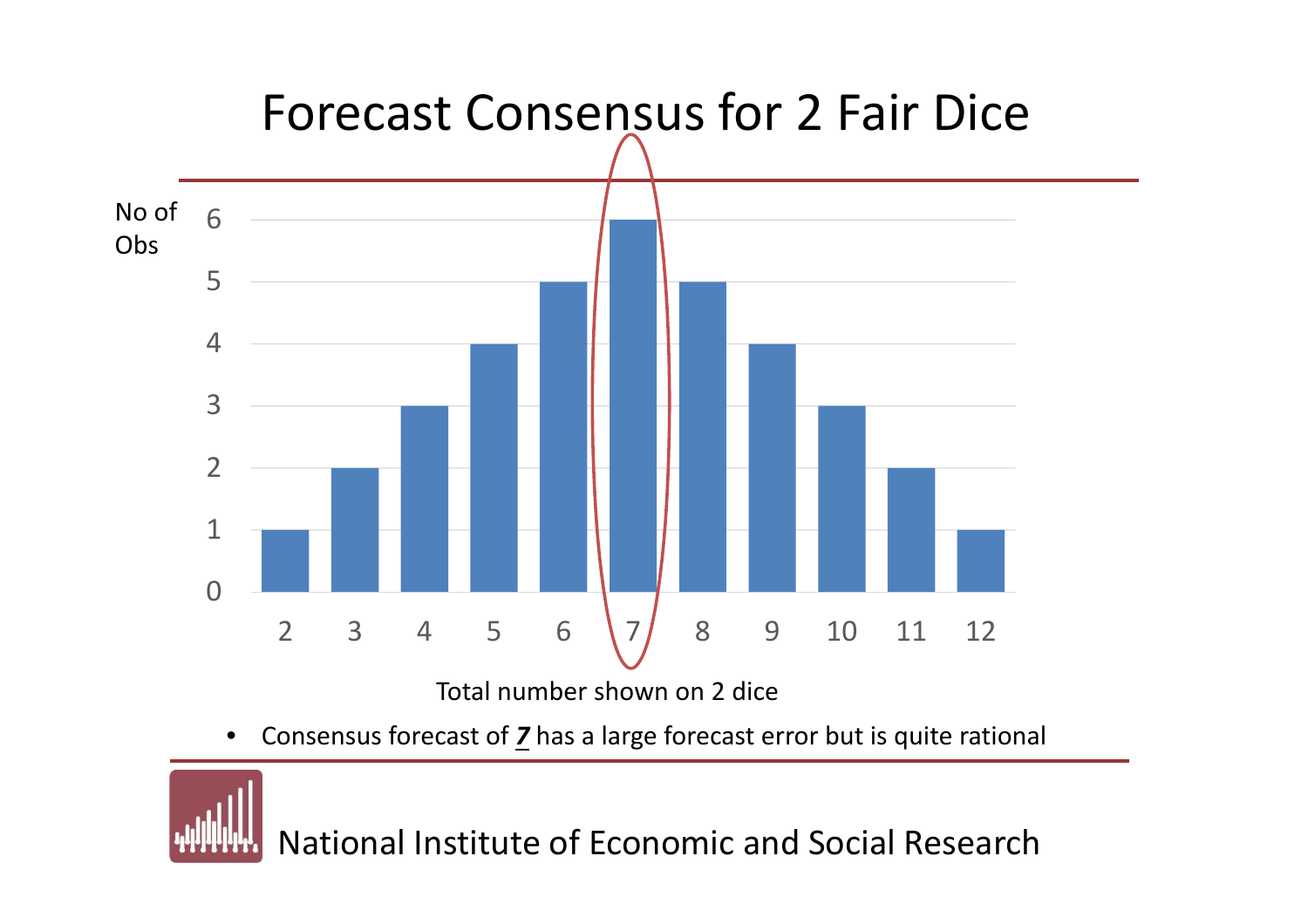# Forecast Consensus for 2 Fair Dice

| Total number shown on 2 dice | 2 | 3 | 4 | 5 | 6 | 7 | 8 | 9 | 10 | 11 | 12 |
|---|---|---|---|---|---|---|---|---|---|---|---|
| No of Obs | 1 | 2 | 3 | 4 | 5 | 6 | 5 | 4 | 3 | 2 | 1 |

- Consensus forecast of ***7*** has a large forecast error but is quite rational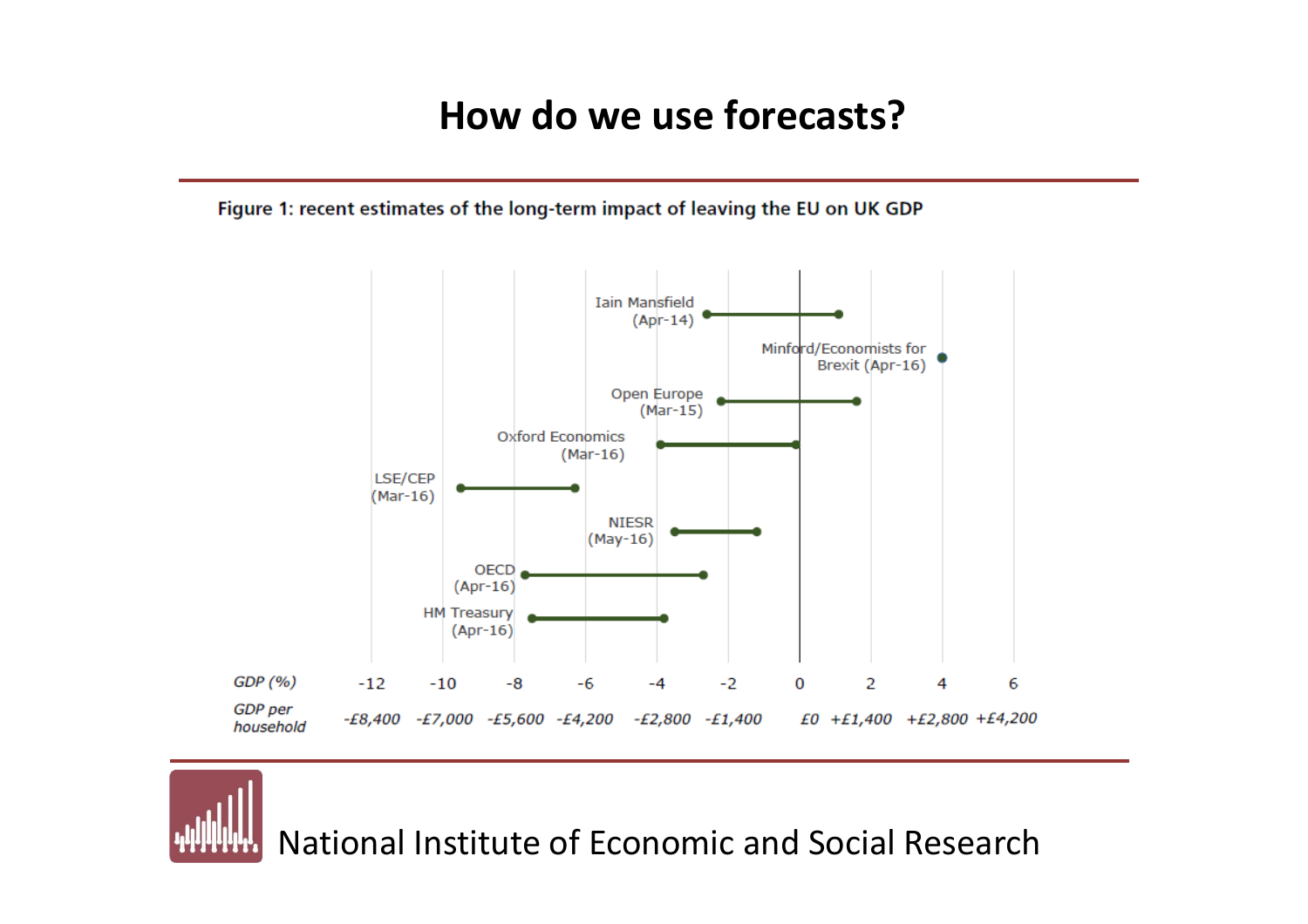# How do we use forecasts?

**Figure 1: recent estimates of the long-term impact of leaving the EU on UK GDP**

| Source | Range |
| --- | --- |
| Iain Mansfield (Apr-14) | |
| Minford/Economists for Brexit (Apr-16) | |
| Open Europe (Mar-15) | |
| Oxford Economics (Mar-16) | |
| LSE/CEP (Mar-16) | |
| NIESR (May-16) | |
| OECD (Apr-16) | |
| HM Treasury (Apr-16) | |

*GDP (%)*: -12, -10, -8, -6, -4, -2, 0, 2, 4, 6

*GDP per household*: -£8,400, -£7,000, -£5,600, -£4,200, -£2,800, -£1,400, £0, +£1,400, +£2,800, +£4,200

National Institute of Economic and Social Research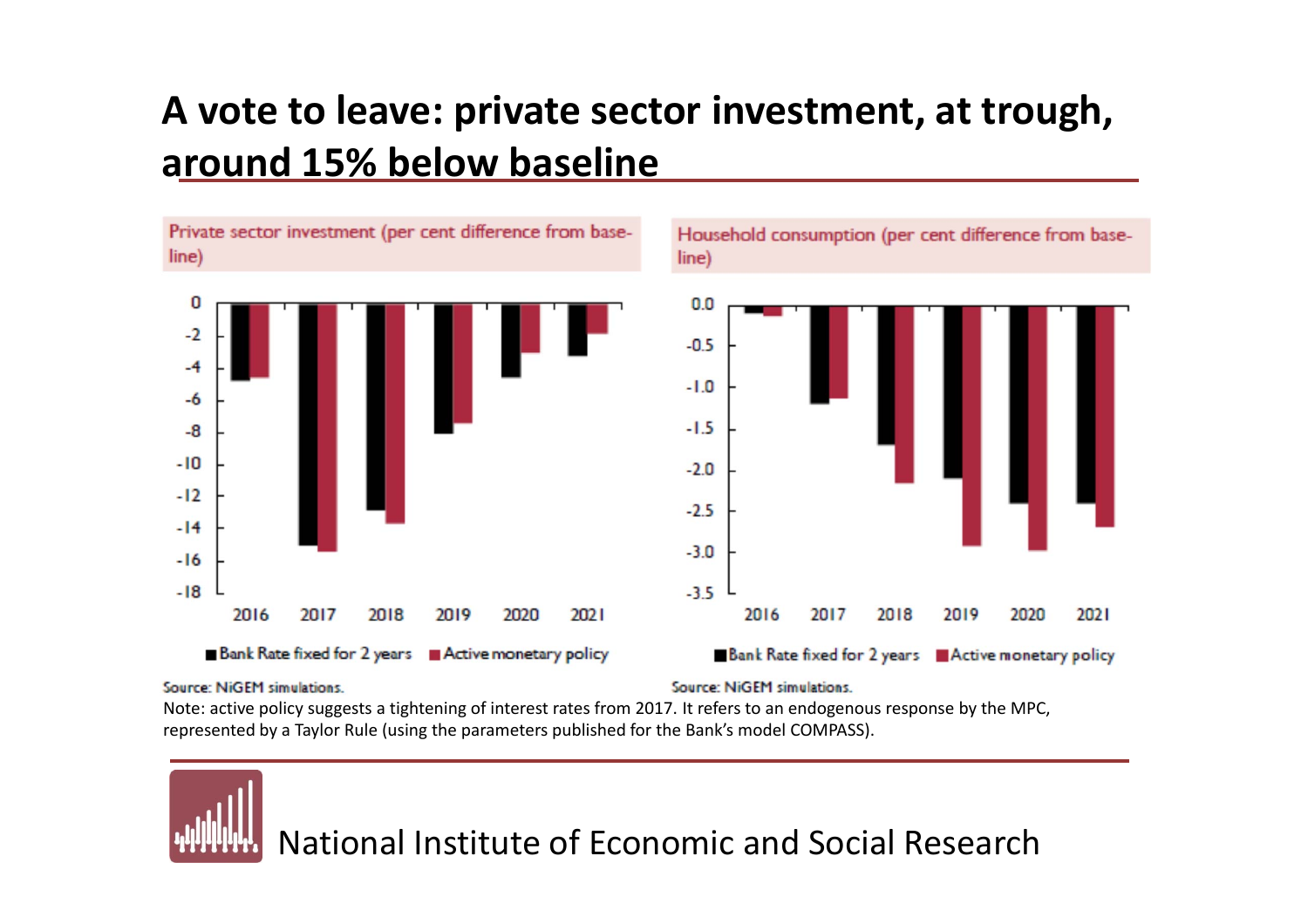# A vote to leave: private sector investment, at trough, around 15% below baseline

Private sector investment (per cent difference from baseline)

Household consumption (per cent difference from baseline)

■ Bank Rate fixed for 2 years ■ Active monetary policy

Source: NiGEM simulations.

Note: active policy suggests a tightening of interest rates from 2017. It refers to an endogenous response by the MPC, represented by a Taylor Rule (using the parameters published for the Bank's model COMPASS).

National Institute of Economic and Social Research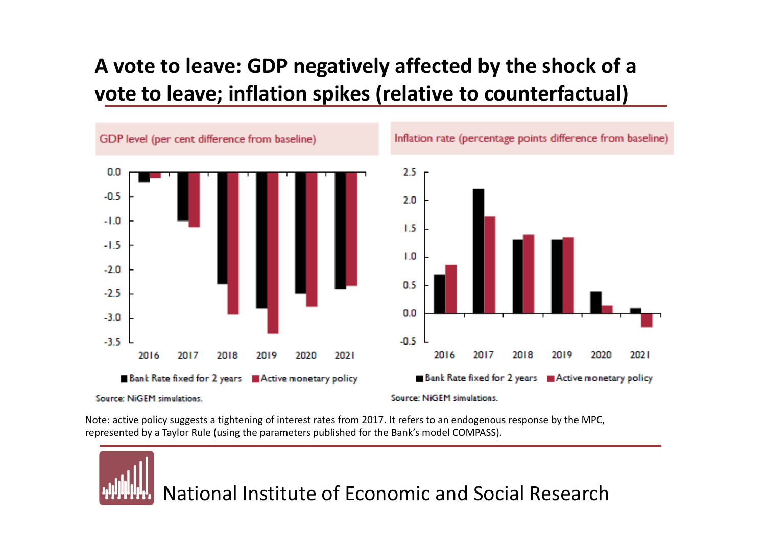# A vote to leave: GDP negatively affected by the shock of a vote to leave; inflation spikes (relative to counterfactual)

GDP level (per cent difference from baseline)

Source: NiGEM simulations.

Inflation rate (percentage points difference from baseline)

Source: NiGEM simulations.

Note: active policy suggests a tightening of interest rates from 2017. It refers to an endogenous response by the MPC, represented by a Taylor Rule (using the parameters published for the Bank's model COMPASS).

National Institute of Economic and Social Research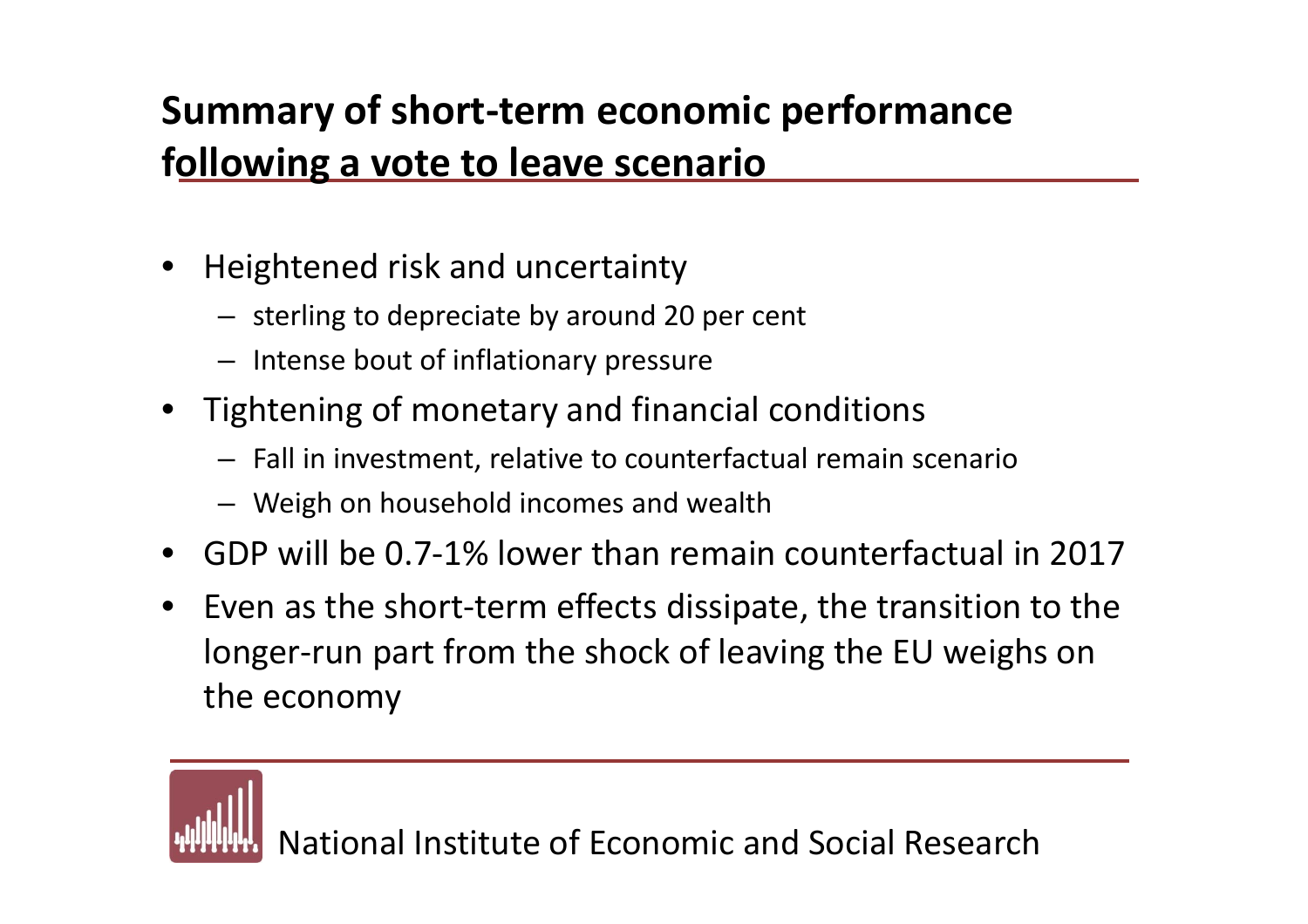## Summary of short-term economic performance following a vote to leave scenario

- Heightened risk and uncertainty
  - sterling to depreciate by around 20 per cent
  - Intense bout of inflationary pressure
- Tightening of monetary and financial conditions
  - Fall in investment, relative to counterfactual remain scenario
  - Weigh on household incomes and wealth
- GDP will be 0.7-1% lower than remain counterfactual in 2017
- Even as the short-term effects dissipate, the transition to the longer-run part from the shock of leaving the EU weighs on the economy

National Institute of Economic and Social Research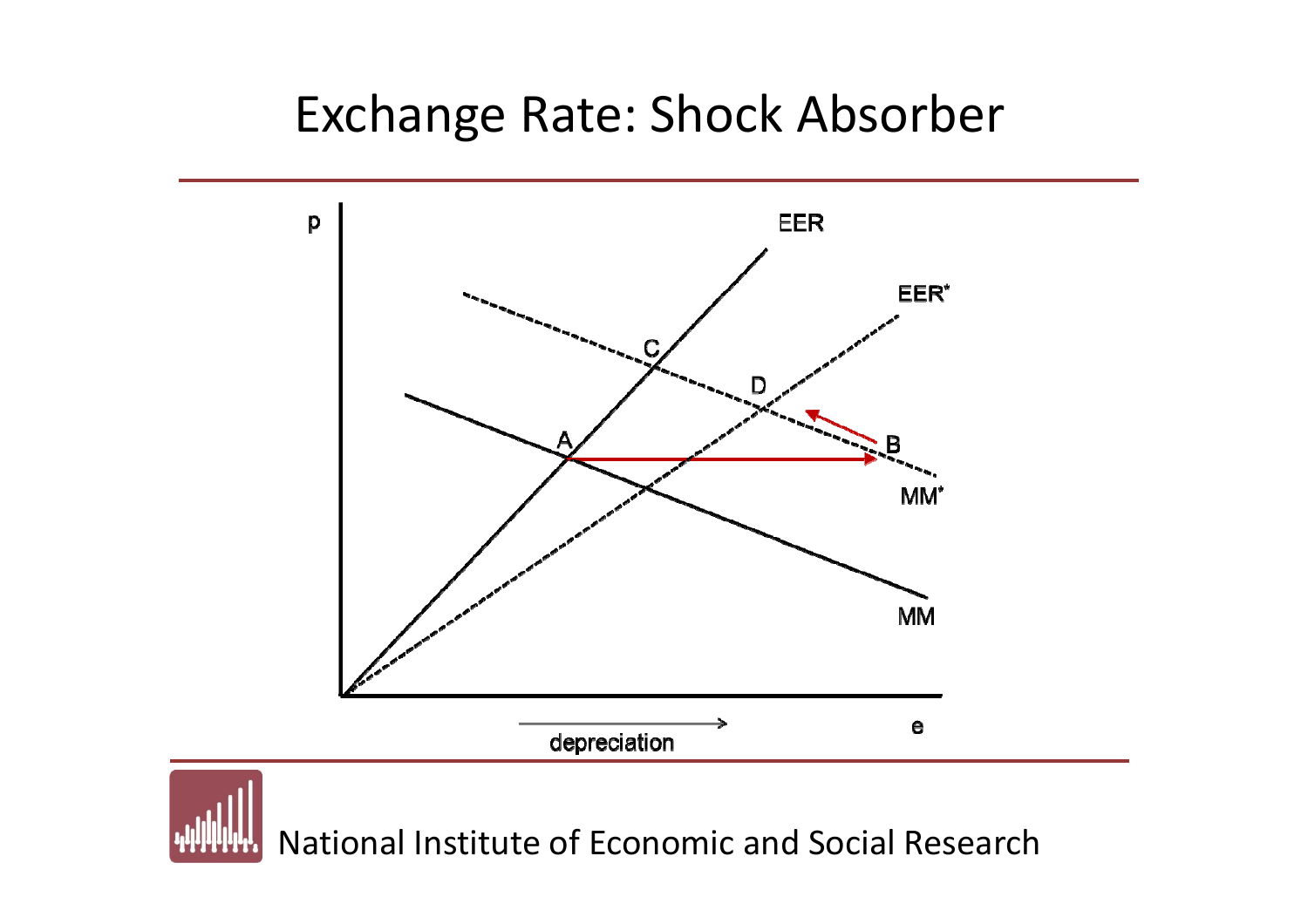# Exchange Rate: Shock Absorber

p

EER

EER*

C

D

A

B

MM*

MM

e

depreciation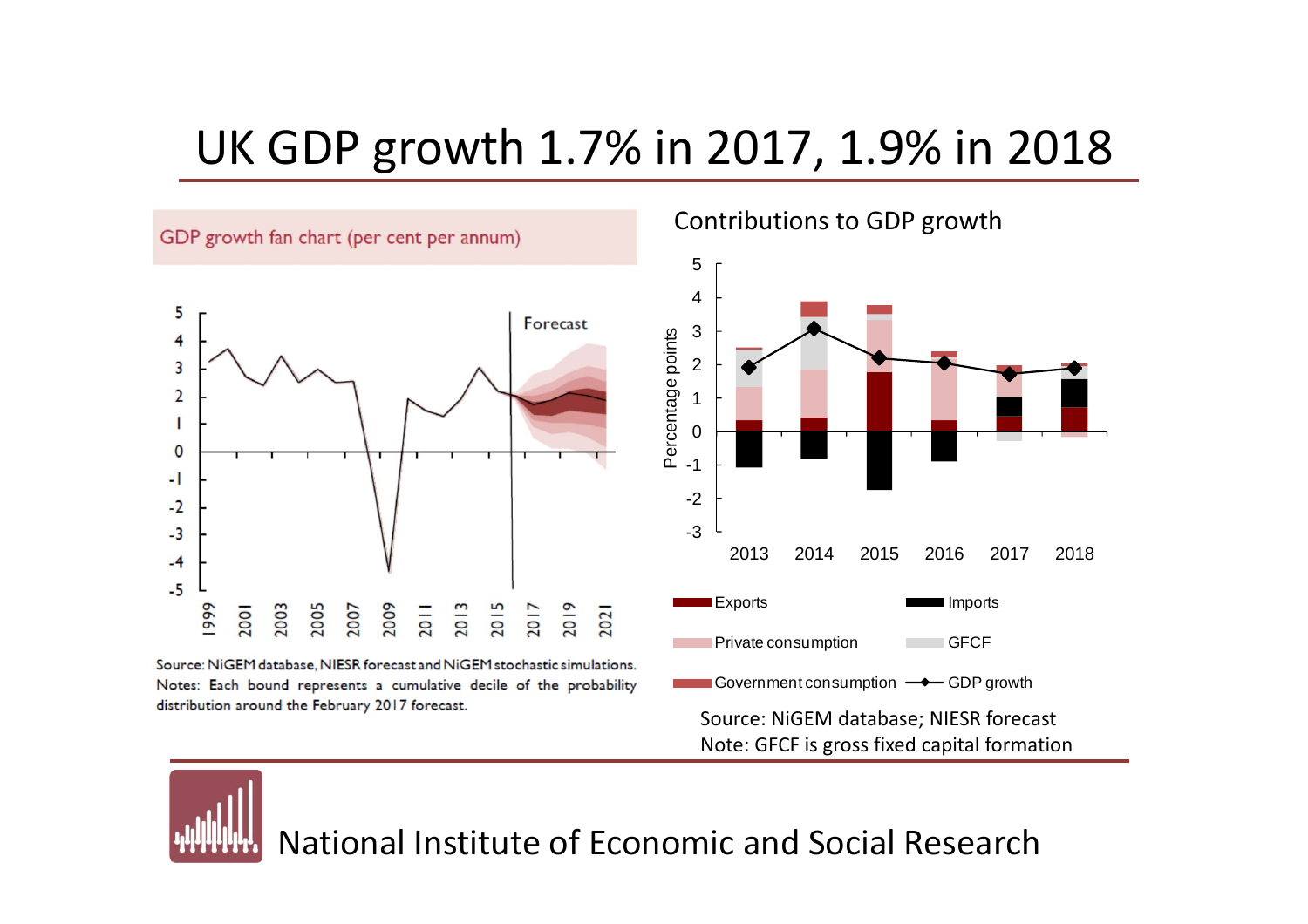# UK GDP growth 1.7% in 2017, 1.9% in 2018

GDP growth fan chart (per cent per annum)

Source: NiGEM database, NIESR forecast and NiGEM stochastic simulations.
Notes: Each bound represents a cumulative decile of the probability distribution around the February 2017 forecast.

Contributions to GDP growth

Source: NiGEM database; NIESR forecast
Note: GFCF is gross fixed capital formation

National Institute of Economic and Social Research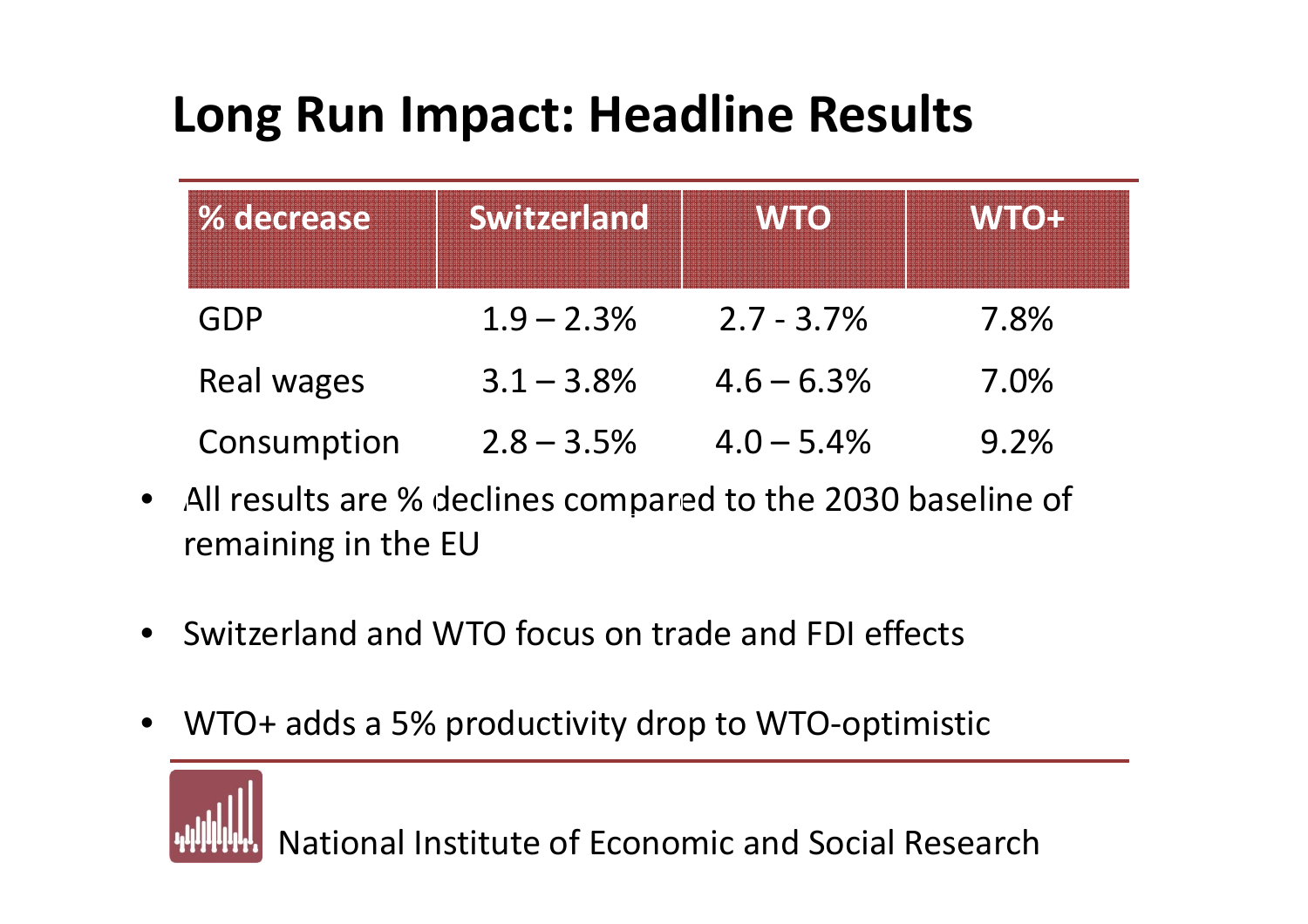# Long Run Impact: Headline Results

| % decrease | Switzerland | WTO | WTO+ |
|---|---|---|---|
| GDP | 1.9 – 2.3% | 2.7 - 3.7% | 7.8% |
| Real wages | 3.1 – 3.8% | 4.6 – 6.3% | 7.0% |
| Consumption | 2.8 – 3.5% | 4.0 – 5.4% | 9.2% |

- All results are % declines compared to the 2030 baseline of remaining in the EU
- Switzerland and WTO focus on trade and FDI effects
- WTO+ adds a 5% productivity drop to WTO-optimistic

National Institute of Economic and Social Research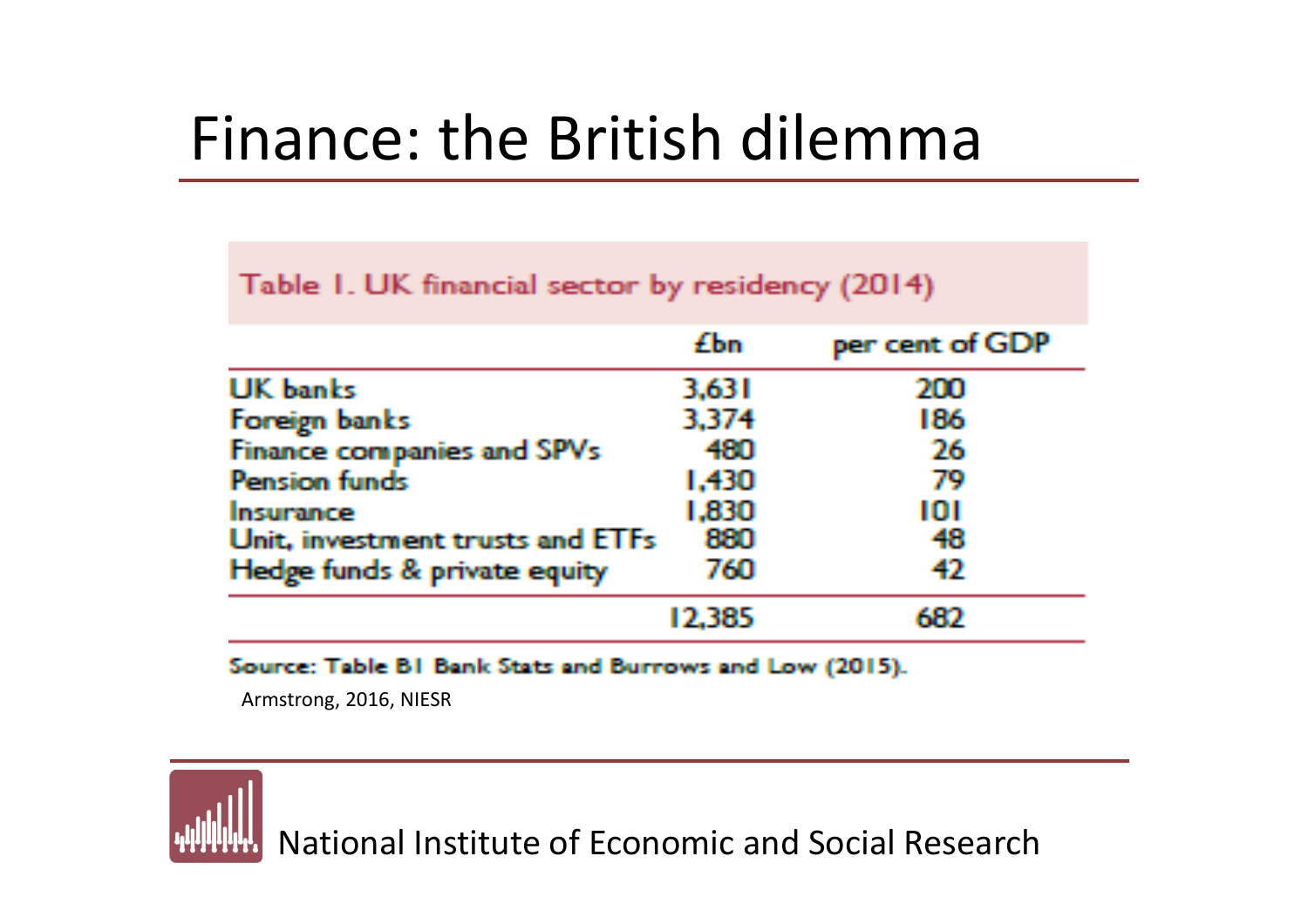# Finance: the British dilemma

Table 1. UK financial sector by residency (2014)

| | £bn | per cent of GDP |
|---|---|---|
| UK banks | 3,631 | 200 |
| Foreign banks | 3,374 | 186 |
| Finance companies and SPVs | 480 | 26 |
| Pension funds | 1,430 | 79 |
| Insurance | 1,830 | 101 |
| Unit, investment trusts and ETFs | 880 | 48 |
| Hedge funds & private equity | 760 | 42 |
| | 12,385 | 682 |

Source: Table B1 Bank Stats and Burrows and Low (2015).

Armstrong, 2016, NIESR

National Institute of Economic and Social Research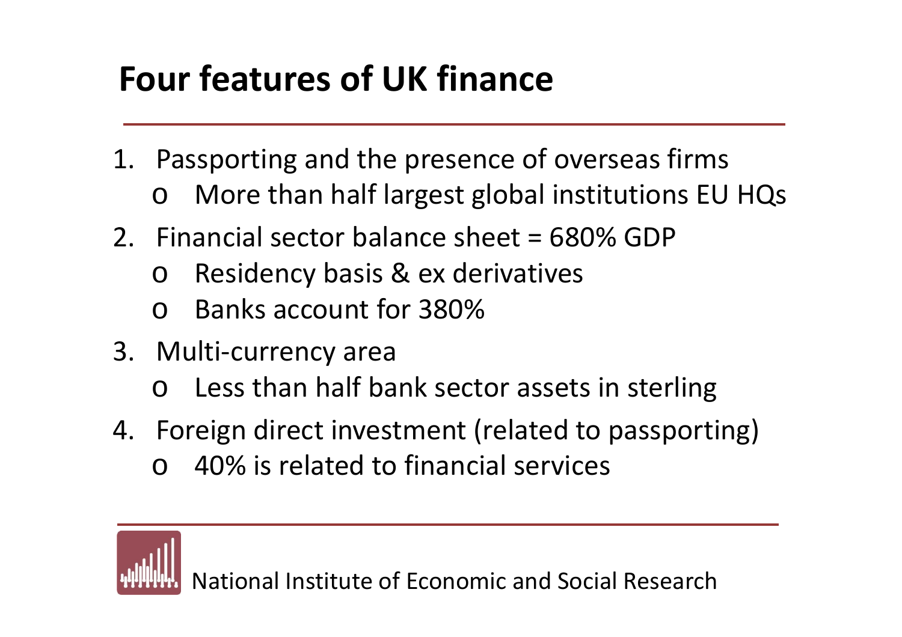# Four features of UK finance

1. Passporting and the presence of overseas firms
   - More than half largest global institutions EU HQs
2. Financial sector balance sheet = 680% GDP
   - Residency basis & ex derivatives
   - Banks account for 380%
3. Multi-currency area
   - Less than half bank sector assets in sterling
4. Foreign direct investment (related to passporting)
   - 40% is related to financial services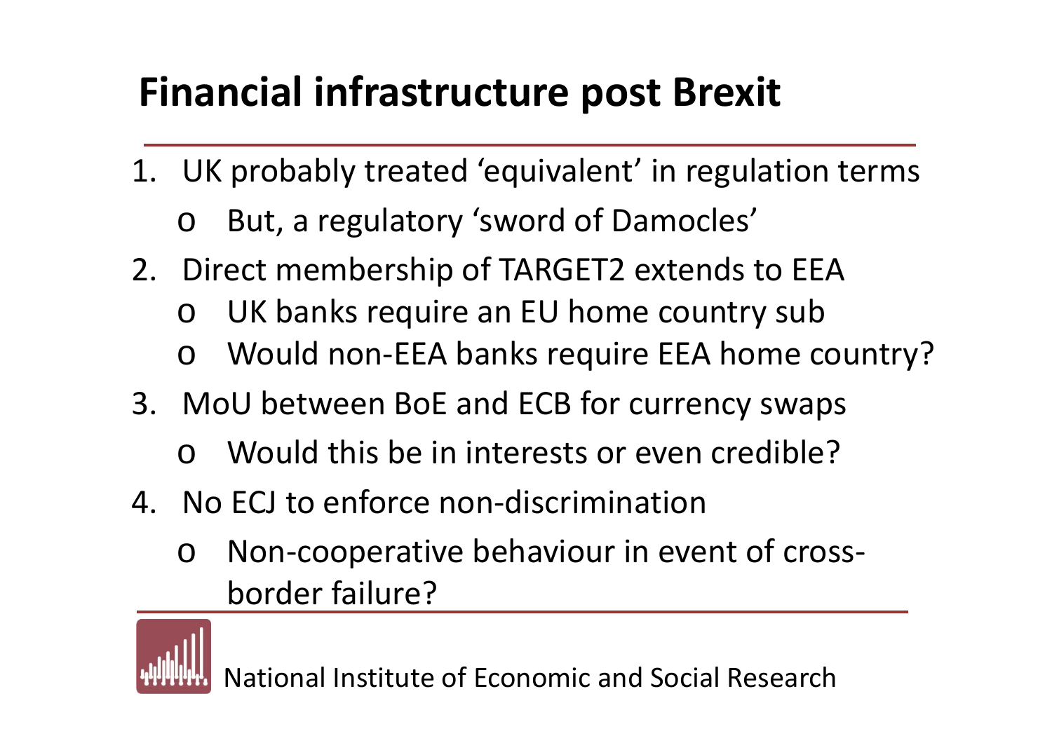# Financial infrastructure post Brexit

1. UK probably treated 'equivalent' in regulation terms
   - But, a regulatory 'sword of Damocles'
2. Direct membership of TARGET2 extends to EEA
   - UK banks require an EU home country sub
   - Would non-EEA banks require EEA home country?
3. MoU between BoE and ECB for currency swaps
   - Would this be in interests or even credible?
4. No ECJ to enforce non-discrimination
   - Non-cooperative behaviour in event of cross-border failure?

National Institute of Economic and Social Research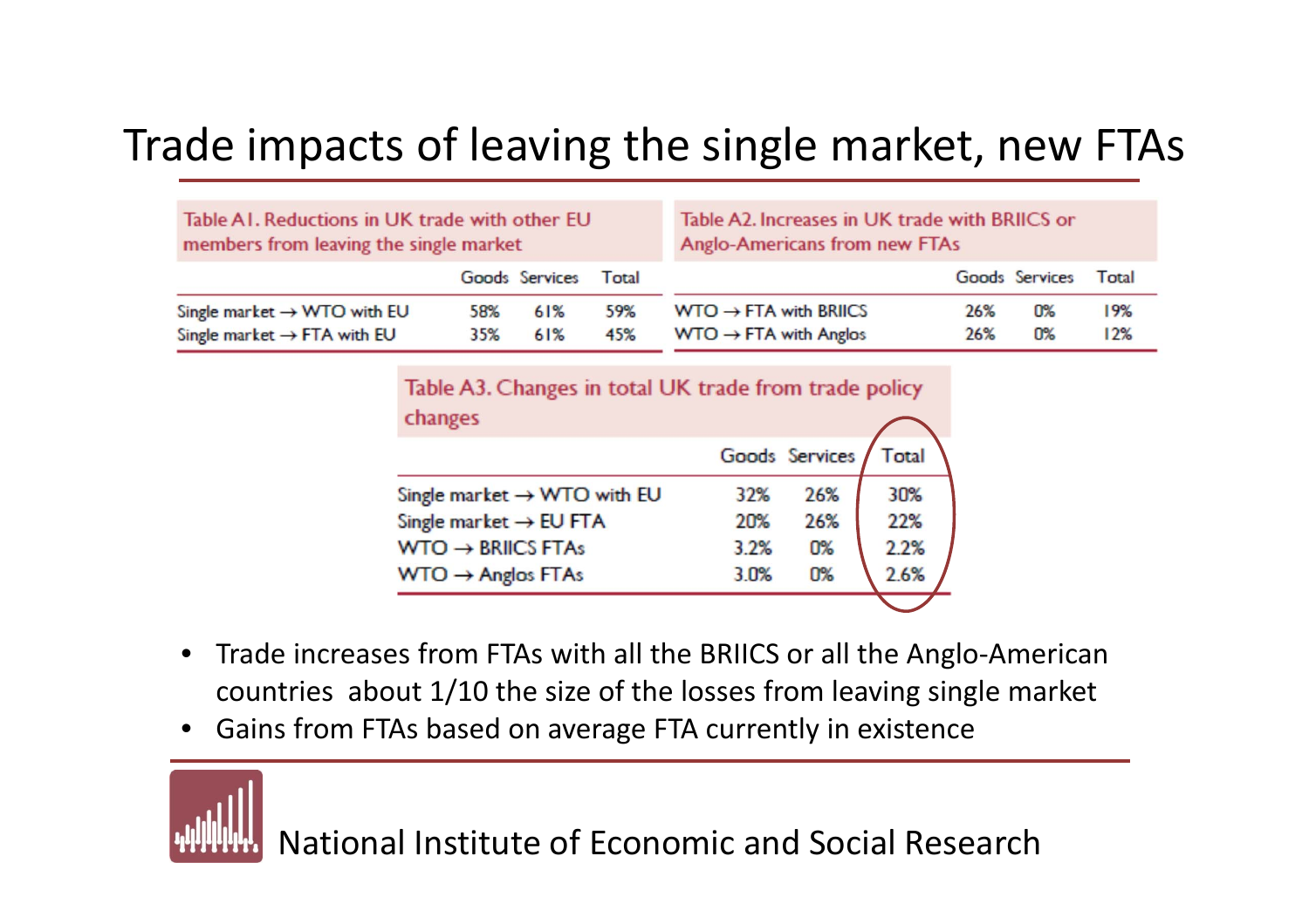# Trade impacts of leaving the single market, new FTAs

**Table A1. Reductions in UK trade with other EU members from leaving the single market**

| | Goods | Services | Total |
|---|---|---|---|
| Single market → WTO with EU | 58% | 61% | 59% |
| Single market → FTA with EU | 35% | 61% | 45% |

**Table A2. Increases in UK trade with BRIICS or Anglo-Americans from new FTAs**

| | Goods | Services | Total |
|---|---|---|---|
| WTO → FTA with BRIICS | 26% | 0% | 19% |
| WTO → FTA with Anglos | 26% | 0% | 12% |

**Table A3. Changes in total UK trade from trade policy changes**

| | Goods | Services | Total |
|---|---|---|---|
| Single market → WTO with EU | 32% | 26% | 30% |
| Single market → EU FTA | 20% | 26% | 22% |
| WTO → BRIICS FTAs | 3.2% | 0% | 2.2% |
| WTO → Anglos FTAs | 3.0% | 0% | 2.6% |

- Trade increases from FTAs with all the BRIICS or all the Anglo-American countries about 1/10 the size of the losses from leaving single market
- Gains from FTAs based on average FTA currently in existence

National Institute of Economic and Social Research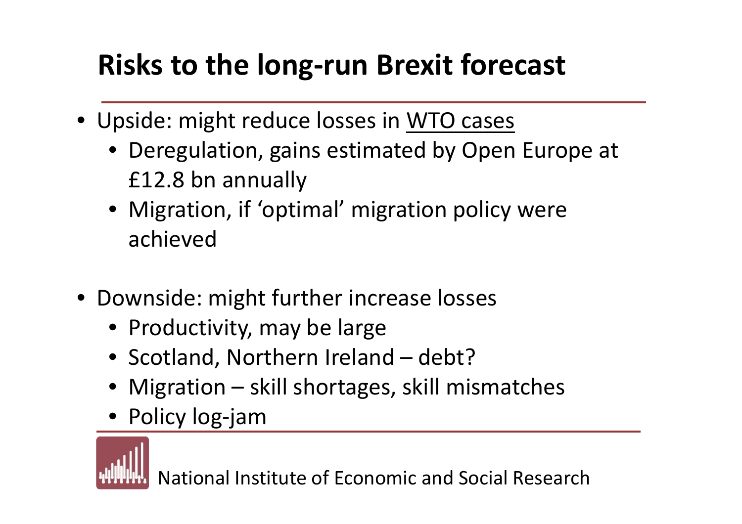# Risks to the long-run Brexit forecast

- Upside: might reduce losses in WTO cases
  - Deregulation, gains estimated by Open Europe at £12.8 bn annually
  - Migration, if 'optimal' migration policy were achieved

- Downside: might further increase losses
  - Productivity, may be large
  - Scotland, Northern Ireland – debt?
  - Migration – skill shortages, skill mismatches
  - Policy log-jam

National Institute of Economic and Social Research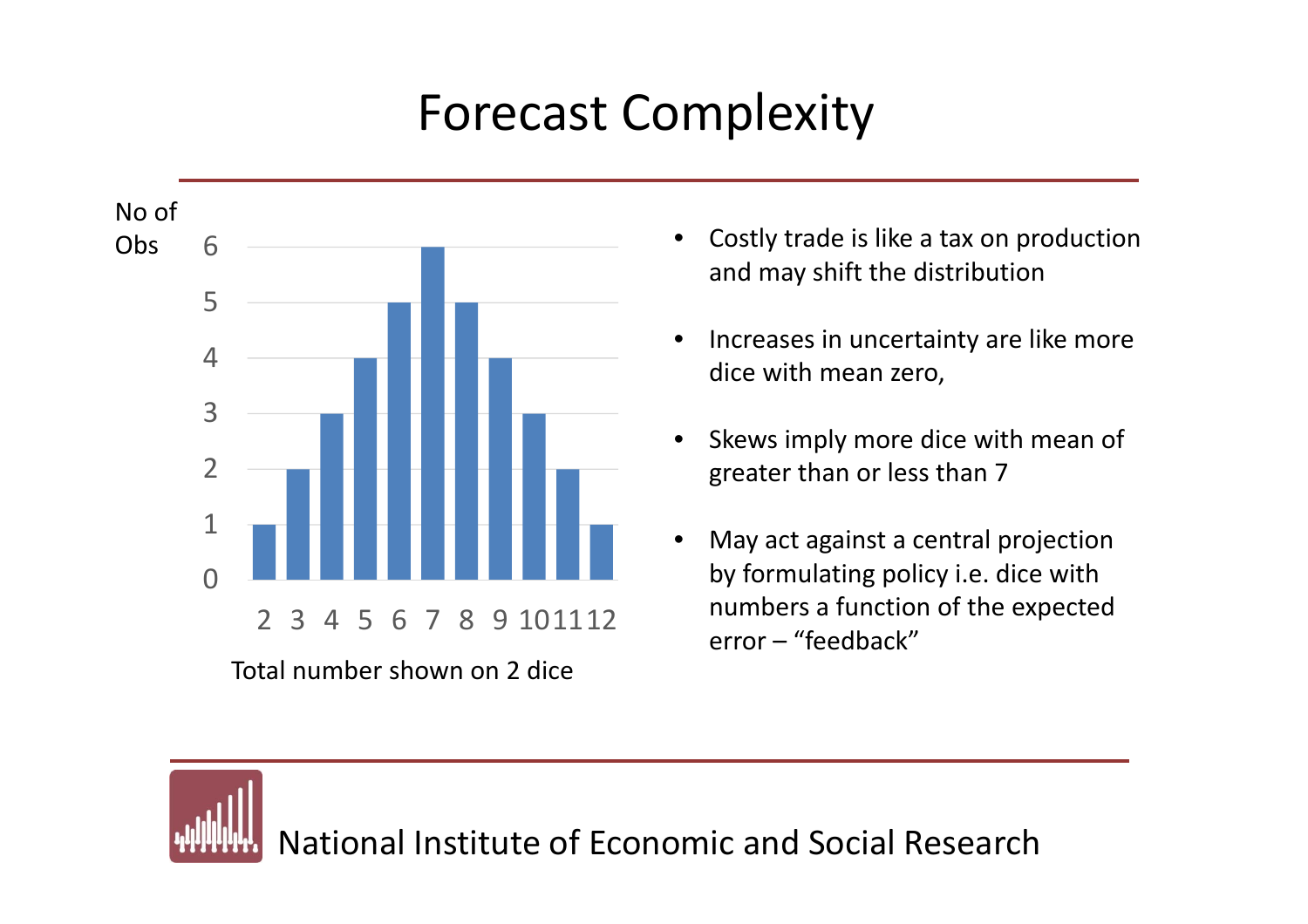# Forecast Complexity

No of Obs

| Total number shown on 2 dice | 2 | 3 | 4 | 5 | 6 | 7 | 8 | 9 | 10 | 11 | 12 |
|---|---|---|---|---|---|---|---|---|---|---|---|
| No of Obs | 1 | 2 | 3 | 4 | 5 | 6 | 5 | 4 | 3 | 2 | 1 |

Total number shown on 2 dice

- Costly trade is like a tax on production and may shift the distribution
- Increases in uncertainty are like more dice with mean zero,
- Skews imply more dice with mean of greater than or less than 7
- May act against a central projection by formulating policy i.e. dice with numbers a function of the expected error – "feedback"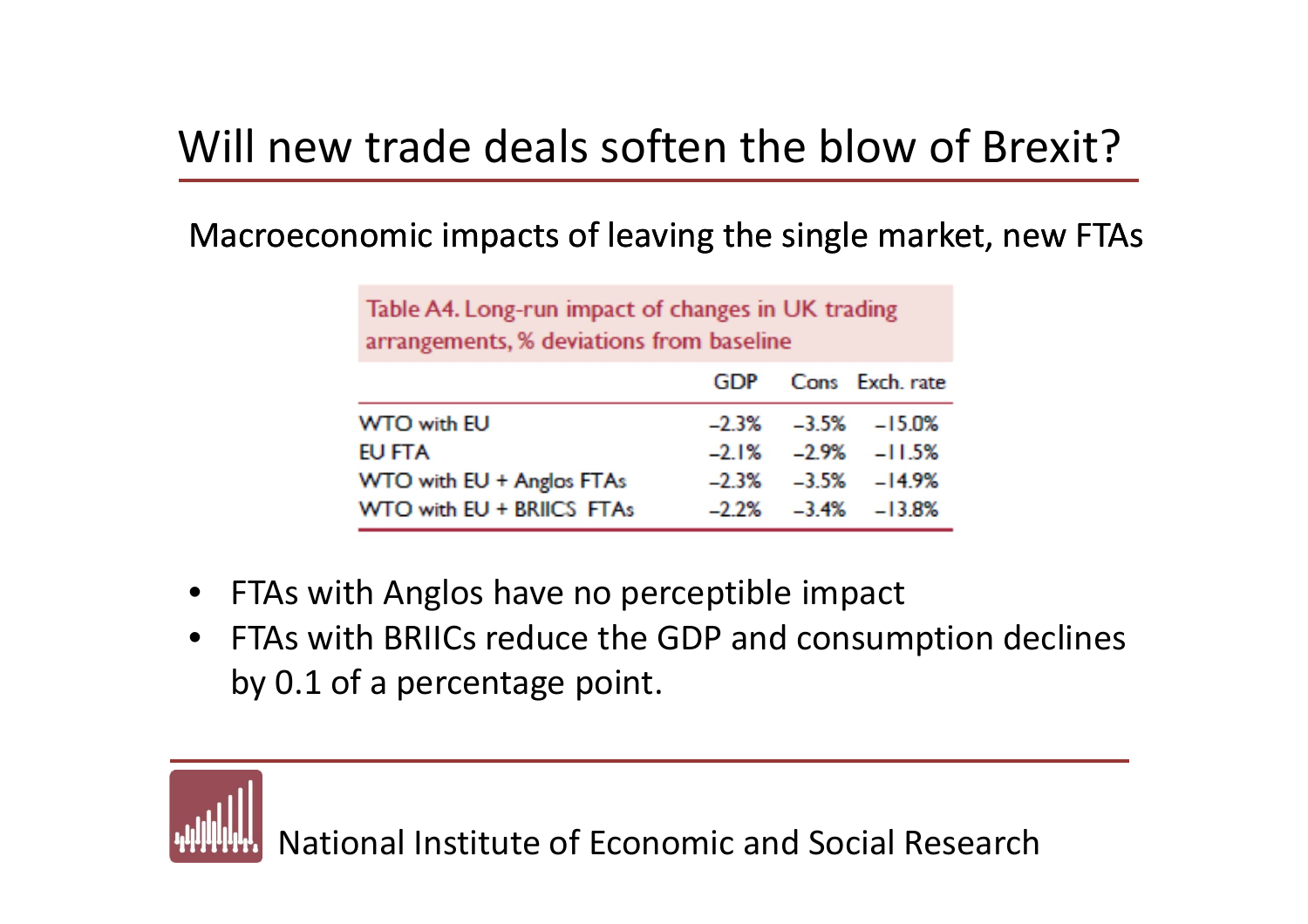# Will new trade deals soften the blow of Brexit?

Macroeconomic impacts of leaving the single market, new FTAs

Table A4. Long-run impact of changes in UK trading arrangements, % deviations from baseline

| | GDP | Cons | Exch. rate |
|---|---|---|---|
| WTO with EU | −2.3% | −3.5% | −15.0% |
| EU FTA | −2.1% | −2.9% | −11.5% |
| WTO with EU + Anglos FTAs | −2.3% | −3.5% | −14.9% |
| WTO with EU + BRIICS FTAs | −2.2% | −3.4% | −13.8% |

- FTAs with Anglos have no perceptible impact
- FTAs with BRIICs reduce the GDP and consumption declines by 0.1 of a percentage point.

National Institute of Economic and Social Research